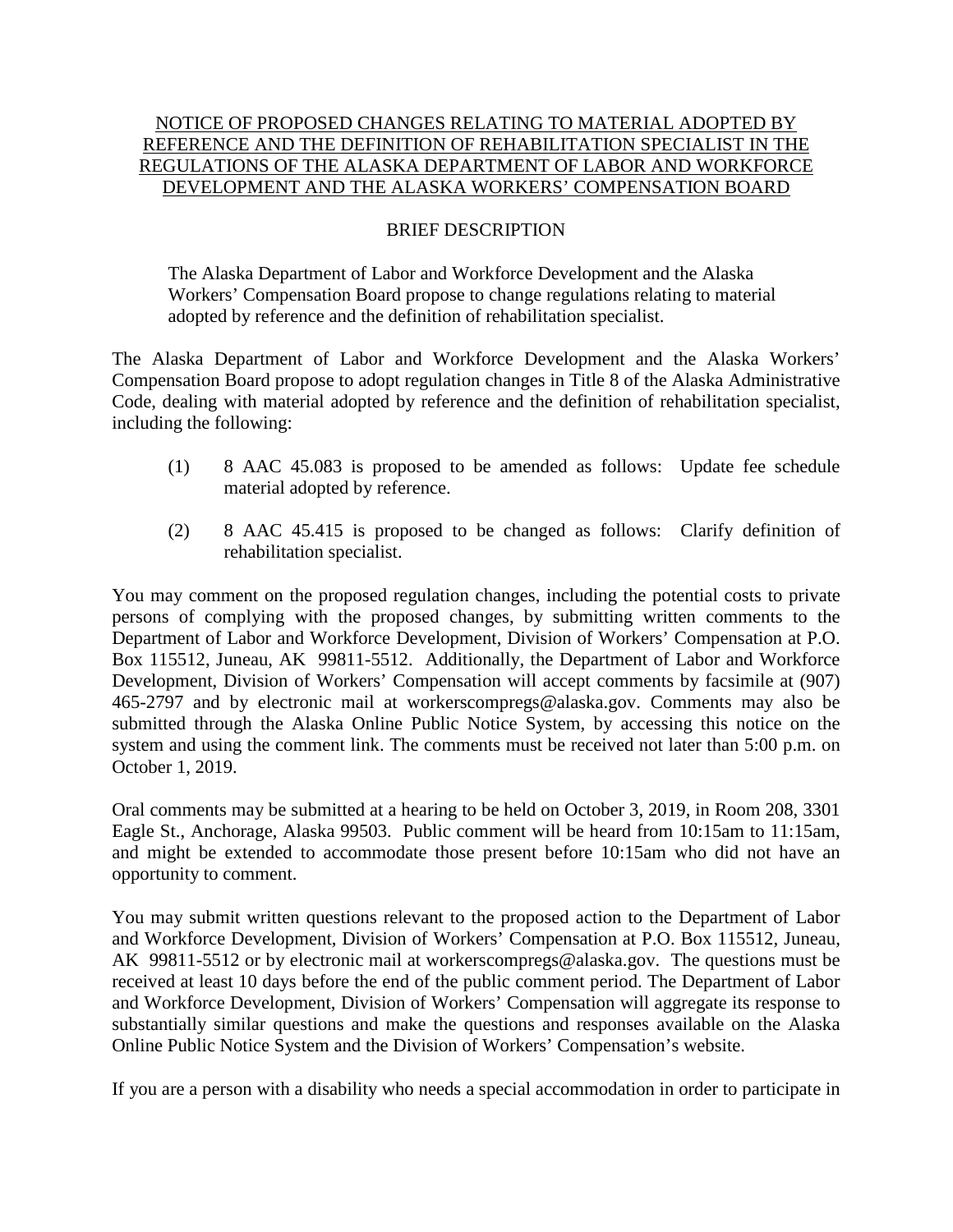# NOTICE OF PROPOSED CHANGES RELATING TO MATERIAL ADOPTED BY REFERENCE AND THE DEFINITION OF REHABILITATION SPECIALIST IN THE REGULATIONS OF THE ALASKA DEPARTMENT OF LABOR AND WORKFORCE DEVELOPMENT AND THE ALASKA WORKERS' COMPENSATION BOARD

## BRIEF DESCRIPTION

The Alaska Department of Labor and Workforce Development and the Alaska Workers' Compensation Board propose to change regulations relating to material adopted by reference and the definition of rehabilitation specialist.

The Alaska Department of Labor and Workforce Development and the Alaska Workers' Compensation Board propose to adopt regulation changes in Title 8 of the Alaska Administrative Code, dealing with material adopted by reference and the definition of rehabilitation specialist, including the following:

(1) 8 AAC 45.083 is proposed to be amended as follows: Update fee schedule material adopted by reference.

(2) 8 AAC 45.415 is proposed to be changed as follows: Clarify definition of rehabilitation specialist.

You may comment on the proposed regulation changes, including the potential costs to private persons of complying with the proposed changes, by submitting written comments to the Department of Labor and Workforce Development, Division of Workers' Compensation at P.O. Box 115512, Juneau, AK 99811-5512. Additionally, the Department of Labor and Workforce Development, Division of Workers' Compensation will accept comments by facsimile at (907) 465-2797 and by electronic mail at workerscompregs@alaska.gov. Comments may also be submitted through the Alaska Online Public Notice System, by accessing this notice on the system and using the comment link. The comments must be received not later than 5:00 p.m. on October 1, 2019.

Oral comments may be submitted at a hearing to be held on October 3, 2019, in Room 208, 3301 Eagle St., Anchorage, Alaska 99503. Public comment will be heard from 10:15am to 11:15am, and might be extended to accommodate those present before 10:15am who did not have an opportunity to comment.

You may submit written questions relevant to the proposed action to the Department of Labor and Workforce Development, Division of Workers' Compensation at P.O. Box 115512, Juneau, AK 99811-5512 or by electronic mail at workerscompregs@alaska.gov. The questions must be received at least 10 days before the end of the public comment period. The Department of Labor and Workforce Development, Division of Workers' Compensation will aggregate its response to substantially similar questions and make the questions and responses available on the Alaska Online Public Notice System and the Division of Workers' Compensation's website.

If you are a person with a disability who needs a special accommodation in order to participate in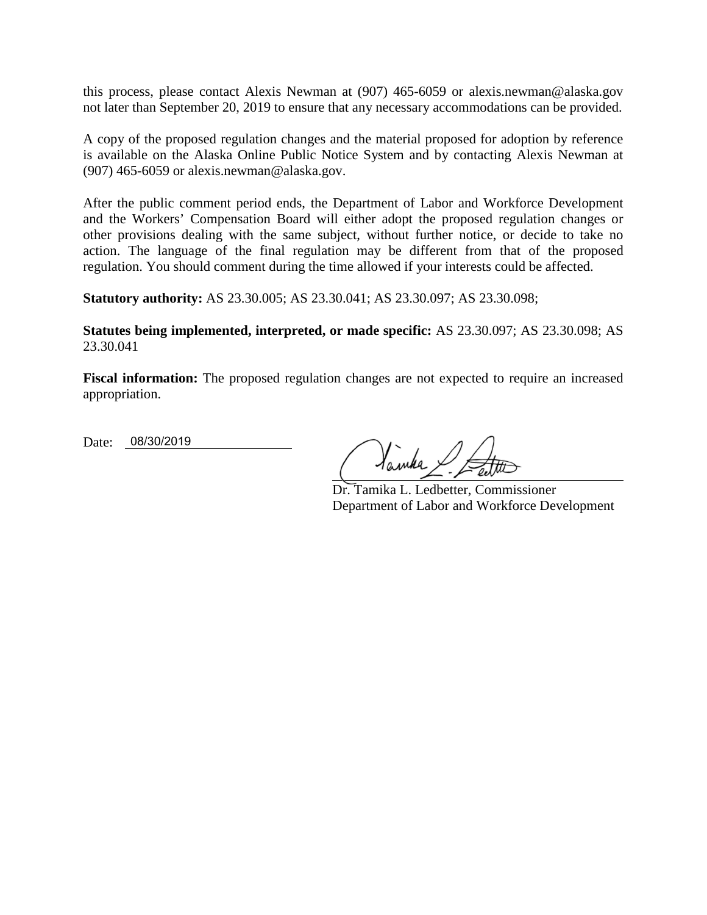this process, please contact Alexis Newman at (907) 465-6059 or alexis.newman@alaska.gov not later than September 20, 2019 to ensure that any necessary accommodations can be provided.

A copy of the proposed regulation changes and the material proposed for adoption by reference is available on the Alaska Online Public Notice System and by contacting Alexis Newman at (907) 465-6059 or alexis.newman@alaska.gov.

After the public comment period ends, the Department of Labor and Workforce Development and the Workers' Compensation Board will either adopt the proposed regulation changes or other provisions dealing with the same subject, without further notice, or decide to take no action. The language of the final regulation may be different from that of the proposed regulation. You should comment during the time allowed if your interests could be affected.

**Statutory authority:** AS 23.30.005; AS 23.30.041; AS 23.30.097; AS 23.30.098;

**Statutes being implemented, interpreted, or made specific:** AS 23.30.097; AS 23.30.098; AS 23.30.041

**Fiscal information:** The proposed regulation changes are not expected to require an increased appropriation.

Date: 08/30/2019

Dr. Tamika L. Ledbetter, Commissioner
Department of Labor and Workforce Development